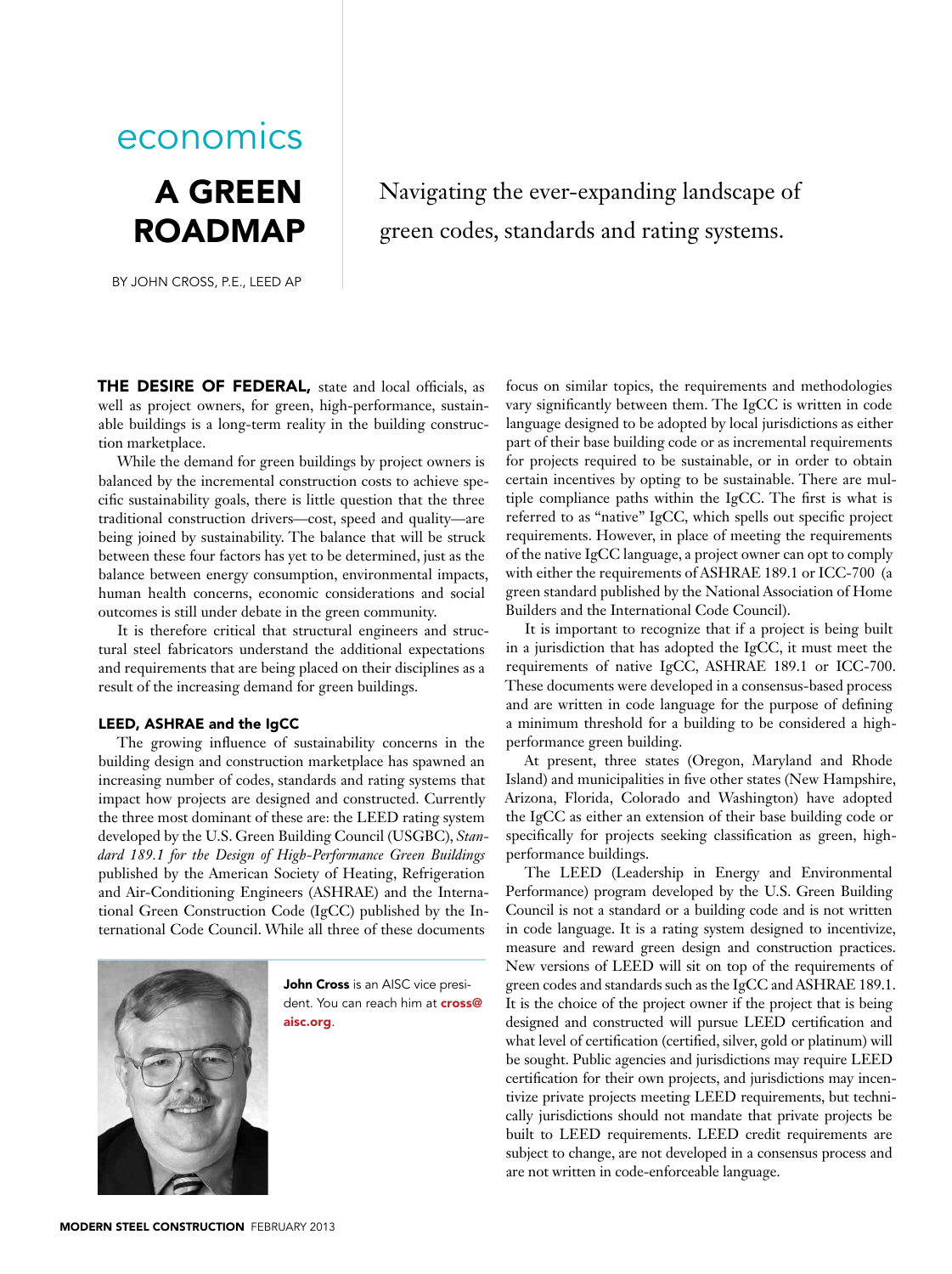economics

# A GREEN ROADMAP

Navigating the ever-expanding landscape of green codes, standards and rating systems.

BY JOHN CROSS, P.E., LEED AP

**THE DESIRE OF FEDERAL,** state and local officials, as well as project owners, for green, high-performance, sustainable buildings is a long-term reality in the building construction marketplace.

While the demand for green buildings by project owners is balanced by the incremental construction costs to achieve specific sustainability goals, there is little question that the three traditional construction drivers—cost, speed and quality—are being joined by sustainability. The balance that will be struck between these four factors has yet to be determined, just as the balance between energy consumption, environmental impacts, human health concerns, economic considerations and social outcomes is still under debate in the green community.

It is therefore critical that structural engineers and structural steel fabricators understand the additional expectations and requirements that are being placed on their disciplines as a result of the increasing demand for green buildings.

## LEED, ASHRAE and the IgCC

The growing influence of sustainability concerns in the building design and construction marketplace has spawned an increasing number of codes, standards and rating systems that impact how projects are designed and constructed. Currently the three most dominant of these are: the LEED rating system developed by the U.S. Green Building Council (USGBC), *Standard 189.1 for the Design of High-Performance Green Buildings* published by the American Society of Heating, Refrigeration and Air-Conditioning Engineers (ASHRAE) and the International Green Construction Code (IgCC) published by the International Code Council. While all three of these documents focus on similar topics, the requirements and methodologies vary significantly between them. The IgCC is written in code language designed to be adopted by local jurisdictions as either part of their base building code or as incremental requirements for projects required to be sustainable, or in order to obtain certain incentives by opting to be sustainable. There are multiple compliance paths within the IgCC. The first is what is referred to as "native" IgCC, which spells out specific project requirements. However, in place of meeting the requirements of the native IgCC language, a project owner can opt to comply with either the requirements of ASHRAE 189.1 or ICC-700 (a green standard published by the National Association of Home Builders and the International Code Council).

It is important to recognize that if a project is being built in a jurisdiction that has adopted the IgCC, it must meet the requirements of native IgCC, ASHRAE 189.1 or ICC-700. These documents were developed in a consensus-based process and are written in code language for the purpose of defining a minimum threshold for a building to be considered a high-performance green building.

At present, three states (Oregon, Maryland and Rhode Island) and municipalities in five other states (New Hampshire, Arizona, Florida, Colorado and Washington) have adopted the IgCC as either an extension of their base building code or specifically for projects seeking classification as green, high-performance buildings.

The LEED (Leadership in Energy and Environmental Performance) program developed by the U.S. Green Building Council is not a standard or a building code and is not written in code language. It is a rating system designed to incentivize, measure and reward green design and construction practices. New versions of LEED will sit on top of the requirements of green codes and standards such as the IgCC and ASHRAE 189.1. It is the choice of the project owner if the project that is being designed and constructed will pursue LEED certification and what level of certification (certified, silver, gold or platinum) will be sought. Public agencies and jurisdictions may require LEED certification for their own projects, and jurisdictions may incentivize private projects meeting LEED requirements, but technically jurisdictions should not mandate that private projects be built to LEED requirements. LEED credit requirements are subject to change, are not developed in a consensus process and are not written in code-enforceable language.

**John Cross** is an AISC vice president. You can reach him at **cross@aisc.org**.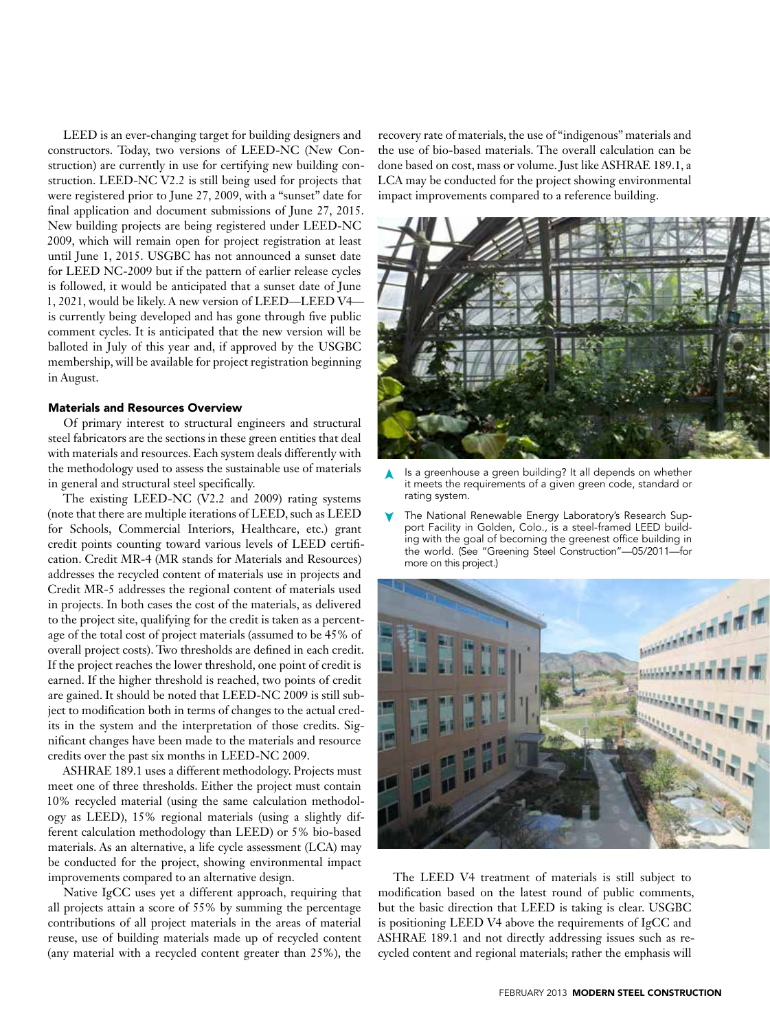LEED is an ever-changing target for building designers and constructors. Today, two versions of LEED-NC (New Construction) are currently in use for certifying new building construction. LEED-NC V2.2 is still being used for projects that were registered prior to June 27, 2009, with a "sunset" date for final application and document submissions of June 27, 2015. New building projects are being registered under LEED-NC 2009, which will remain open for project registration at least until June 1, 2015. USGBC has not announced a sunset date for LEED NC-2009 but if the pattern of earlier release cycles is followed, it would be anticipated that a sunset date of June 1, 2021, would be likely. A new version of LEED—LEED V4—is currently being developed and has gone through five public comment cycles. It is anticipated that the new version will be balloted in July of this year and, if approved by the USGBC membership, will be available for project registration beginning in August.

### Materials and Resources Overview

Of primary interest to structural engineers and structural steel fabricators are the sections in these green entities that deal with materials and resources. Each system deals differently with the methodology used to assess the sustainable use of materials in general and structural steel specifically.

The existing LEED-NC (V2.2 and 2009) rating systems (note that there are multiple iterations of LEED, such as LEED for Schools, Commercial Interiors, Healthcare, etc.) grant credit points counting toward various levels of LEED certification. Credit MR-4 (MR stands for Materials and Resources) addresses the recycled content of materials use in projects and Credit MR-5 addresses the regional content of materials used in projects. In both cases the cost of the materials, as delivered to the project site, qualifying for the credit is taken as a percentage of the total cost of project materials (assumed to be 45% of overall project costs). Two thresholds are defined in each credit. If the project reaches the lower threshold, one point of credit is earned. If the higher threshold is reached, two points of credit are gained. It should be noted that LEED-NC 2009 is still subject to modification both in terms of changes to the actual credits in the system and the interpretation of those credits. Significant changes have been made to the materials and resource credits over the past six months in LEED-NC 2009.

ASHRAE 189.1 uses a different methodology. Projects must meet one of three thresholds. Either the project must contain 10% recycled material (using the same calculation methodology as LEED), 15% regional materials (using a slightly different calculation methodology than LEED) or 5% bio-based materials. As an alternative, a life cycle assessment (LCA) may be conducted for the project, showing environmental impact improvements compared to an alternative design.

Native IgCC uses yet a different approach, requiring that all projects attain a score of 55% by summing the percentage contributions of all project materials in the areas of material reuse, use of building materials made up of recycled content (any material with a recycled content greater than 25%), the recovery rate of materials, the use of "indigenous" materials and the use of bio-based materials. The overall calculation can be done based on cost, mass or volume. Just like ASHRAE 189.1, a LCA may be conducted for the project showing environmental impact improvements compared to a reference building.

Is a greenhouse a green building? It all depends on whether it meets the requirements of a given green code, standard or rating system.

The National Renewable Energy Laboratory's Research Support Facility in Golden, Colo., is a steel-framed LEED building with the goal of becoming the greenest office building in the world. (See "Greening Steel Construction"—05/2011—for more on this project.)

The LEED V4 treatment of materials is still subject to modification based on the latest round of public comments, but the basic direction that LEED is taking is clear. USGBC is positioning LEED V4 above the requirements of IgCC and ASHRAE 189.1 and not directly addressing issues such as recycled content and regional materials; rather the emphasis will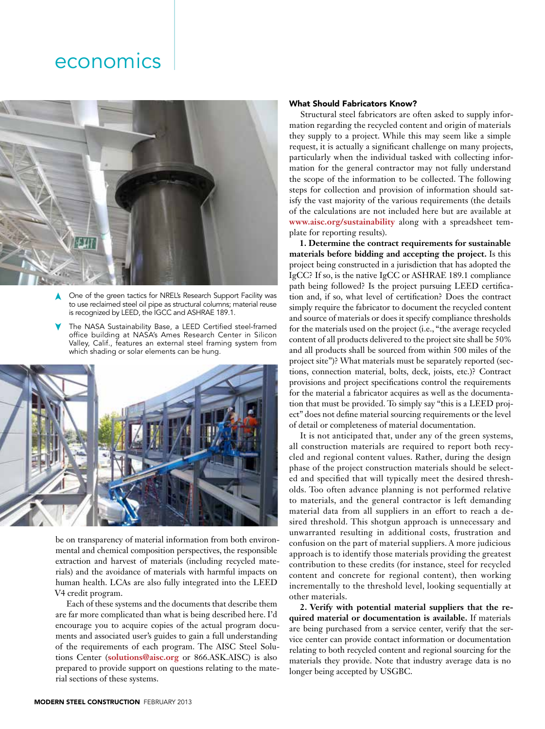One of the green tactics for NREL's Research Support Facility was to use reclaimed steel oil pipe as structural columns; material reuse is recognized by LEED, the IGCC and ASHRAE 189.1.

The NASA Sustainability Base, a LEED Certified steel-framed office building at NASA's Ames Research Center in Silicon Valley, Calif., features an external steel framing system from which shading or solar elements can be hung.

be on transparency of material information from both environmental and chemical composition perspectives, the responsible extraction and harvest of materials (including recycled materials) and the avoidance of materials with harmful impacts on human health. LCAs are also fully integrated into the LEED V4 credit program.

Each of these systems and the documents that describe them are far more complicated than what is being described here. I'd encourage you to acquire copies of the actual program documents and associated user's guides to gain a full understanding of the requirements of each program. The AISC Steel Solutions Center (**solutions@aisc.org** or 866.ASK.AISC) is also prepared to provide support on questions relating to the material sections of these systems.

### What Should Fabricators Know?

Structural steel fabricators are often asked to supply information regarding the recycled content and origin of materials they supply to a project. While this may seem like a simple request, it is actually a significant challenge on many projects, particularly when the individual tasked with collecting information for the general contractor may not fully understand the scope of the information to be collected. The following steps for collection and provision of information should satisfy the vast majority of the various requirements (the details of the calculations are not included here but are available at **www.aisc.org/sustainability** along with a spreadsheet template for reporting results).

**1. Determine the contract requirements for sustainable materials before bidding and accepting the project.** Is this project being constructed in a jurisdiction that has adopted the IgCC? If so, is the native IgCC or ASHRAE 189.1 compliance path being followed? Is the project pursuing LEED certification and, if so, what level of certification? Does the contract simply require the fabricator to document the recycled content and source of materials or does it specify compliance thresholds for the materials used on the project (i.e., "the average recycled content of all products delivered to the project site shall be 50% and all products shall be sourced from within 500 miles of the project site")? What materials must be separately reported (sections, connection material, bolts, deck, joists, etc.)? Contract provisions and project specifications control the requirements for the material a fabricator acquires as well as the documentation that must be provided. To simply say "this is a LEED project" does not define material sourcing requirements or the level of detail or completeness of material documentation.

It is not anticipated that, under any of the green systems, all construction materials are required to report both recycled and regional content values. Rather, during the design phase of the project construction materials should be selected and specified that will typically meet the desired thresholds. Too often advance planning is not performed relative to materials, and the general contractor is left demanding material data from all suppliers in an effort to reach a desired threshold. This shotgun approach is unnecessary and unwarranted resulting in additional costs, frustration and confusion on the part of material suppliers. A more judicious approach is to identify those materials providing the greatest contribution to these credits (for instance, steel for recycled content and concrete for regional content), then working incrementally to the threshold level, looking sequentially at other materials.

**2. Verify with potential material suppliers that the required material or documentation is available.** If materials are being purchased from a service center, verify that the service center can provide contact information or documentation relating to both recycled content and regional sourcing for the materials they provide. Note that industry average data is no longer being accepted by USGBC.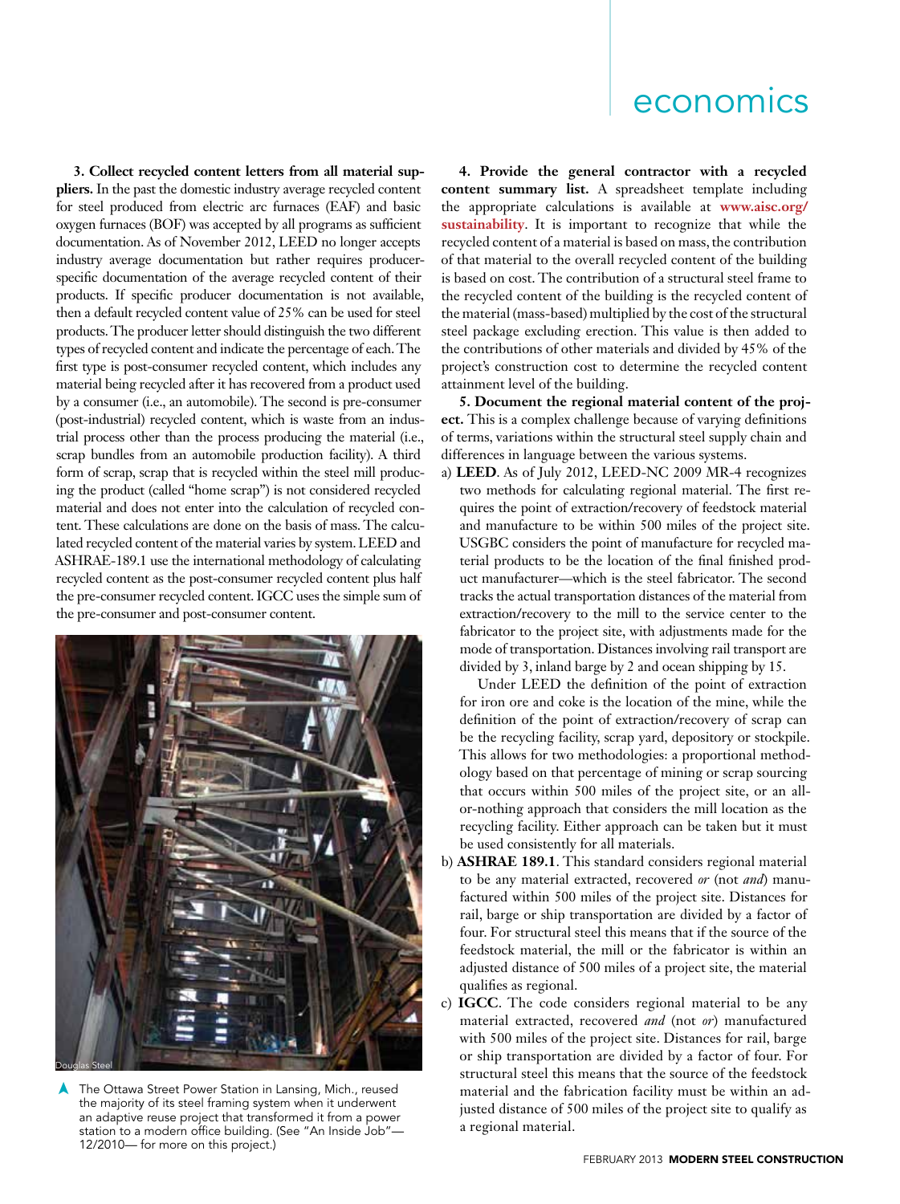**3. Collect recycled content letters from all material suppliers.** In the past the domestic industry average recycled content for steel produced from electric arc furnaces (EAF) and basic oxygen furnaces (BOF) was accepted by all programs as sufficient documentation. As of November 2012, LEED no longer accepts industry average documentation but rather requires producer-specific documentation of the average recycled content of their products. If specific producer documentation is not available, then a default recycled content value of 25% can be used for steel products. The producer letter should distinguish the two different types of recycled content and indicate the percentage of each. The first type is post-consumer recycled content, which includes any material being recycled after it has recovered from a product used by a consumer (i.e., an automobile). The second is pre-consumer (post-industrial) recycled content, which is waste from an industrial process other than the process producing the material (i.e., scrap bundles from an automobile production facility). A third form of scrap, scrap that is recycled within the steel mill producing the product (called "home scrap") is not considered recycled material and does not enter into the calculation of recycled content. These calculations are done on the basis of mass. The calculated recycled content of the material varies by system. LEED and ASHRAE-189.1 use the international methodology of calculating recycled content as the post-consumer recycled content plus half the pre-consumer recycled content. IGCC uses the simple sum of the pre-consumer and post-consumer content.

Douglas Steel

The Ottawa Street Power Station in Lansing, Mich., reused the majority of its steel framing system when it underwent an adaptive reuse project that transformed it from a power station to a modern office building. (See "An Inside Job"—12/2010— for more on this project.)

**4. Provide the general contractor with a recycled content summary list.** A spreadsheet template including the appropriate calculations is available at **www.aisc.org/sustainability**. It is important to recognize that while the recycled content of a material is based on mass, the contribution of that material to the overall recycled content of the building is based on cost. The contribution of a structural steel frame to the recycled content of the building is the recycled content of the material (mass-based) multiplied by the cost of the structural steel package excluding erection. This value is then added to the contributions of other materials and divided by 45% of the project's construction cost to determine the recycled content attainment level of the building.

**5. Document the regional material content of the project.** This is a complex challenge because of varying definitions of terms, variations within the structural steel supply chain and differences in language between the various systems.

a) **LEED**. As of July 2012, LEED-NC 2009 MR-4 recognizes two methods for calculating regional material. The first requires the point of extraction/recovery of feedstock material and manufacture to be within 500 miles of the project site. USGBC considers the point of manufacture for recycled material products to be the location of the final finished product manufacturer—which is the steel fabricator. The second tracks the actual transportation distances of the material from extraction/recovery to the mill to the service center to the fabricator to the project site, with adjustments made for the mode of transportation. Distances involving rail transport are divided by 3, inland barge by 2 and ocean shipping by 15.

   Under LEED the definition of the point of extraction for iron ore and coke is the location of the mine, while the definition of the point of extraction/recovery of scrap can be the recycling facility, scrap yard, depository or stockpile. This allows for two methodologies: a proportional methodology based on that percentage of mining or scrap sourcing that occurs within 500 miles of the project site, or an all-or-nothing approach that considers the mill location as the recycling facility. Either approach can be taken but it must be used consistently for all materials.

b) **ASHRAE 189.1**. This standard considers regional material to be any material extracted, recovered *or* (not *and*) manufactured within 500 miles of the project site. Distances for rail, barge or ship transportation are divided by a factor of four. For structural steel this means that if the source of the feedstock material, the mill or the fabricator is within an adjusted distance of 500 miles of a project site, the material qualifies as regional.

c) **IGCC**. The code considers regional material to be any material extracted, recovered *and* (not *or*) manufactured with 500 miles of the project site. Distances for rail, barge or ship transportation are divided by a factor of four. For structural steel this means that the source of the feedstock material and the fabrication facility must be within an adjusted distance of 500 miles of the project site to qualify as a regional material.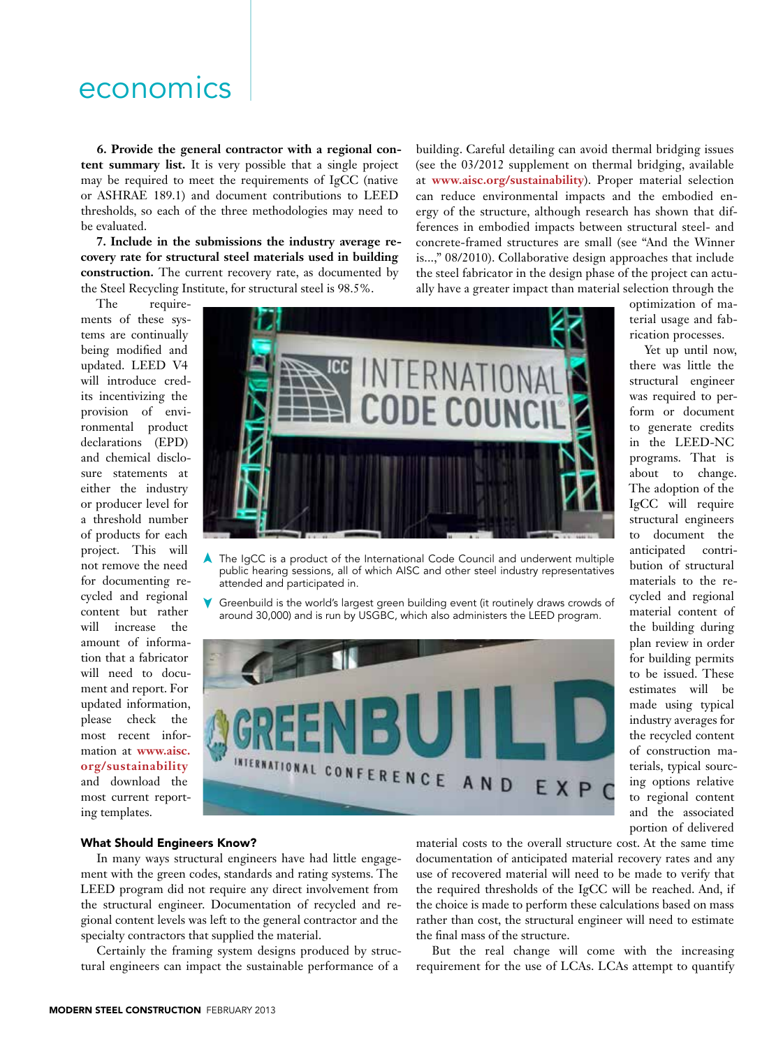**6. Provide the general contractor with a regional content summary list.** It is very possible that a single project may be required to meet the requirements of IgCC (native or ASHRAE 189.1) and document contributions to LEED thresholds, so each of the three methodologies may need to be evaluated.

**7. Include in the submissions the industry average recovery rate for structural steel materials used in building construction.** The current recovery rate, as documented by the Steel Recycling Institute, for structural steel is 98.5%.

The requirements of these systems are continually being modified and updated. LEED V4 will introduce credits incentivizing the provision of environmental product declarations (EPD) and chemical disclosure statements at either the industry or producer level for a threshold number of products for each project. This will not remove the need for documenting recycled and regional content but rather will increase the amount of information that a fabricator will need to document and report. For updated information, please check the most recent information at **www.aisc.org/sustainability** and download the most current reporting templates.

The IgCC is a product of the International Code Council and underwent multiple public hearing sessions, all of which AISC and other steel industry representatives attended and participated in.

Greenbuild is the world's largest green building event (it routinely draws crowds of around 30,000) and is run by USGBC, which also administers the LEED program.

### What Should Engineers Know?

In many ways structural engineers have had little engagement with the green codes, standards and rating systems. The LEED program did not require any direct involvement from the structural engineer. Documentation of recycled and regional content levels was left to the general contractor and the specialty contractors that supplied the material.

Certainly the framing system designs produced by structural engineers can impact the sustainable performance of a building. Careful detailing can avoid thermal bridging issues (see the 03/2012 supplement on thermal bridging, available at **www.aisc.org/sustainability**). Proper material selection can reduce environmental impacts and the embodied energy of the structure, although research has shown that differences in embodied impacts between structural steel- and concrete-framed structures are small (see "And the Winner is...," 08/2010). Collaborative design approaches that include the steel fabricator in the design phase of the project can actually have a greater impact than material selection through the optimization of material usage and fabrication processes.

Yet up until now, there was little the structural engineer was required to perform or document to generate credits in the LEED-NC programs. That is about to change. The adoption of the IgCC will require structural engineers to document the anticipated contribution of structural materials to the recycled and regional material content of the building during plan review in order for building permits to be issued. These estimates will be made using typical industry averages for the recycled content of construction materials, typical sourcing options relative to regional content and the associated portion of delivered material costs to the overall structure cost. At the same time documentation of anticipated material recovery rates and any use of recovered material will need to be made to verify that the required thresholds of the IgCC will be reached. And, if the choice is made to perform these calculations based on mass rather than cost, the structural engineer will need to estimate the final mass of the structure.

But the real change will come with the increasing requirement for the use of LCAs. LCAs attempt to quantify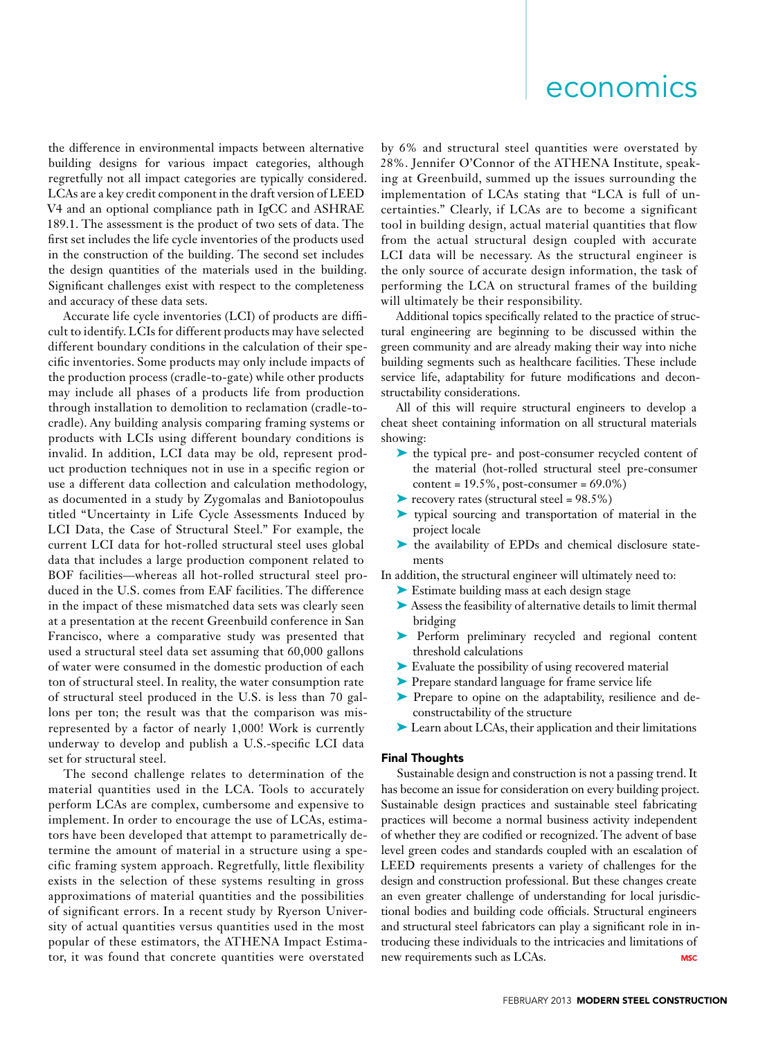the difference in environmental impacts between alternative building designs for various impact categories, although regretfully not all impact categories are typically considered. LCAs are a key credit component in the draft version of LEED V4 and an optional compliance path in IgCC and ASHRAE 189.1. The assessment is the product of two sets of data. The first set includes the life cycle inventories of the products used in the construction of the building. The second set includes the design quantities of the materials used in the building. Significant challenges exist with respect to the completeness and accuracy of these data sets.

Accurate life cycle inventories (LCI) of products are difficult to identify. LCIs for different products may have selected different boundary conditions in the calculation of their specific inventories. Some products may only include impacts of the production process (cradle-to-gate) while other products may include all phases of a products life from production through installation to demolition to reclamation (cradle-to-cradle). Any building analysis comparing framing systems or products with LCIs using different boundary conditions is invalid. In addition, LCI data may be old, represent product production techniques not in use in a specific region or use a different data collection and calculation methodology, as documented in a study by Zygomalas and Baniotopoulus titled "Uncertainty in Life Cycle Assessments Induced by LCI Data, the Case of Structural Steel." For example, the current LCI data for hot-rolled structural steel uses global data that includes a large production component related to BOF facilities—whereas all hot-rolled structural steel produced in the U.S. comes from EAF facilities. The difference in the impact of these mismatched data sets was clearly seen at a presentation at the recent Greenbuild conference in San Francisco, where a comparative study was presented that used a structural steel data set assuming that 60,000 gallons of water were consumed in the domestic production of each ton of structural steel. In reality, the water consumption rate of structural steel produced in the U.S. is less than 70 gallons per ton; the result was that the comparison was misrepresented by a factor of nearly 1,000! Work is currently underway to develop and publish a U.S.-specific LCI data set for structural steel.

The second challenge relates to determination of the material quantities used in the LCA. Tools to accurately perform LCAs are complex, cumbersome and expensive to implement. In order to encourage the use of LCAs, estimators have been developed that attempt to parametrically determine the amount of material in a structure using a specific framing system approach. Regretfully, little flexibility exists in the selection of these systems resulting in gross approximations of material quantities and the possibilities of significant errors. In a recent study by Ryerson University of actual quantities versus quantities used in the most popular of these estimators, the ATHENA Impact Estimator, it was found that concrete quantities were overstated by 6% and structural steel quantities were overstated by 28%. Jennifer O'Connor of the ATHENA Institute, speaking at Greenbuild, summed up the issues surrounding the implementation of LCAs stating that "LCA is full of uncertainties." Clearly, if LCAs are to become a significant tool in building design, actual material quantities that flow from the actual structural design coupled with accurate LCI data will be necessary. As the structural engineer is the only source of accurate design information, the task of performing the LCA on structural frames of the building will ultimately be their responsibility.

Additional topics specifically related to the practice of structural engineering are beginning to be discussed within the green community and are already making their way into niche building segments such as healthcare facilities. These include service life, adaptability for future modifications and deconstructability considerations.

All of this will require structural engineers to develop a cheat sheet containing information on all structural materials showing:

- the typical pre- and post-consumer recycled content of the material (hot-rolled structural steel pre-consumer content = 19.5%, post-consumer = 69.0%)
- recovery rates (structural steel = 98.5%)
- typical sourcing and transportation of material in the project locale
- the availability of EPDs and chemical disclosure statements

In addition, the structural engineer will ultimately need to:

- Estimate building mass at each design stage
- Assess the feasibility of alternative details to limit thermal bridging
- Perform preliminary recycled and regional content threshold calculations
- Evaluate the possibility of using recovered material
- Prepare standard language for frame service life
- Prepare to opine on the adaptability, resilience and deconstructability of the structure
- Learn about LCAs, their application and their limitations

### Final Thoughts

Sustainable design and construction is not a passing trend. It has become an issue for consideration on every building project. Sustainable design practices and sustainable steel fabricating practices will become a normal business activity independent of whether they are codified or recognized. The advent of base level green codes and standards coupled with an escalation of LEED requirements presents a variety of challenges for the design and construction professional. But these changes create an even greater challenge of understanding for local jurisdictional bodies and building code officials. Structural engineers and structural steel fabricators can play a significant role in introducing these individuals to the intricacies and limitations of new requirements such as LCAs. MSC